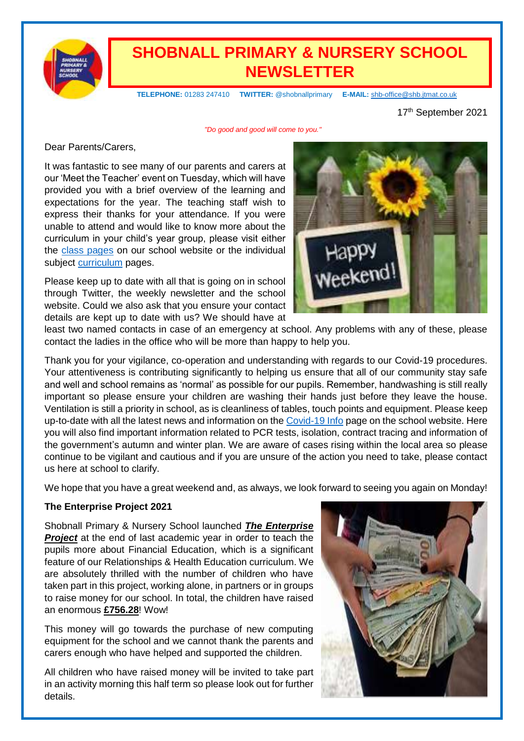# SHOBNALL PRIMARY & NURSERY SCHOOL NEWSLETTER

**TELEPHONE:** 01283 247410 **TWITTER:** @shobnallprimary **E-MAIL:** shb-office@shb.jtmat.co.uk

17th September 2021

*"Do good and good will come to you."*

Dear Parents/Carers,

It was fantastic to see many of our parents and carers at our 'Meet the Teacher' event on Tuesday, which will have provided you with a brief overview of the learning and expectations for the year. The teaching staff wish to express their thanks for your attendance. If you were unable to attend and would like to know more about the curriculum in your child's year group, please visit either the class pages on our school website or the individual subject curriculum pages.

Please keep up to date with all that is going on in school through Twitter, the weekly newsletter and the school website. Could we also ask that you ensure your contact details are kept up to date with us? We should have at least two named contacts in case of an emergency at school. Any problems with any of these, please contact the ladies in the office who will be more than happy to help you.

Thank you for your vigilance, co-operation and understanding with regards to our Covid-19 procedures. Your attentiveness is contributing significantly to helping us ensure that all of our community stay safe and well and school remains as 'normal' as possible for our pupils. Remember, handwashing is still really important so please ensure your children are washing their hands just before they leave the house. Ventilation is still a priority in school, as is cleanliness of tables, touch points and equipment. Please keep up-to-date with all the latest news and information on the Covid-19 Info page on the school website. Here you will also find important information related to PCR tests, isolation, contract tracing and information of the government's autumn and winter plan. We are aware of cases rising within the local area so please continue to be vigilant and cautious and if you are unsure of the action you need to take, please contact us here at school to clarify.

We hope that you have a great weekend and, as always, we look forward to seeing you again on Monday!

**The Enterprise Project 2021**

Shobnall Primary & Nursery School launched ***The Enterprise Project*** at the end of last academic year in order to teach the pupils more about Financial Education, which is a significant feature of our Relationships & Health Education curriculum. We are absolutely thrilled with the number of children who have taken part in this project, working alone, in partners or in groups to raise money for our school. In total, the children have raised an enormous **£756.28**! Wow!

This money will go towards the purchase of new computing equipment for the school and we cannot thank the parents and carers enough who have helped and supported the children.

All children who have raised money will be invited to take part in an activity morning this half term so please look out for further details.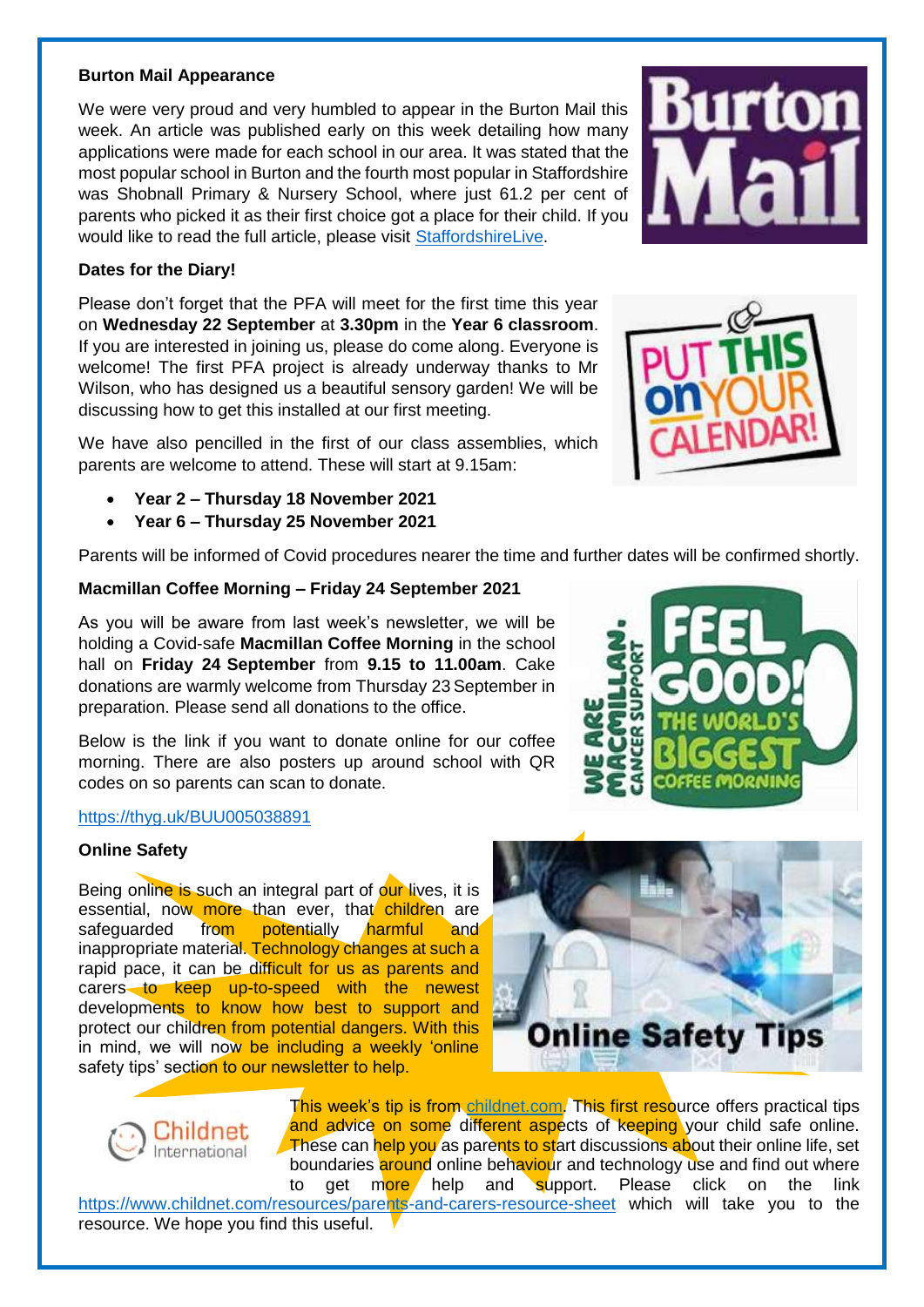**Burton Mail Appearance**

We were very proud and very humbled to appear in the Burton Mail this week. An article was published early on this week detailing how many applications were made for each school in our area. It was stated that the most popular school in Burton and the fourth most popular in Staffordshire was Shobnall Primary & Nursery School, where just 61.2 per cent of parents who picked it as their first choice got a place for their child. If you would like to read the full article, please visit StaffordshireLive.

**Dates for the Diary!**

Please don't forget that the PFA will meet for the first time this year on **Wednesday 22 September** at **3.30pm** in the **Year 6 classroom**. If you are interested in joining us, please do come along. Everyone is welcome! The first PFA project is already underway thanks to Mr Wilson, who has designed us a beautiful sensory garden! We will be discussing how to get this installed at our first meeting.

We have also pencilled in the first of our class assemblies, which parents are welcome to attend. These will start at 9.15am:

- **Year 2 – Thursday 18 November 2021**
- **Year 6 – Thursday 25 November 2021**

Parents will be informed of Covid procedures nearer the time and further dates will be confirmed shortly.

**Macmillan Coffee Morning – Friday 24 September 2021**

As you will be aware from last week's newsletter, we will be holding a Covid-safe **Macmillan Coffee Morning** in the school hall on **Friday 24 September** from **9.15 to 11.00am**. Cake donations are warmly welcome from Thursday 23 September in preparation. Please send all donations to the office.

Below is the link if you want to donate online for our coffee morning. There are also posters up around school with QR codes on so parents can scan to donate.

https://thyg.uk/BUU005038891

**Online Safety**

Being online is such an integral part of our lives, it is essential, now more than ever, that children are safeguarded from potentially harmful and inappropriate material. Technology changes at such a rapid pace, it can be difficult for us as parents and carers to keep up-to-speed with the newest developments to know how best to support and protect our children from potential dangers. With this in mind, we will now be including a weekly 'online safety tips' section to our newsletter to help.

This week's tip is from childnet.com. This first resource offers practical tips and advice on some different aspects of keeping your child safe online. These can help you as parents to start discussions about their online life, set boundaries around online behaviour and technology use and find out where to get more help and support. Please click on the link https://www.childnet.com/resources/parents-and-carers-resource-sheet which will take you to the resource. We hope you find this useful.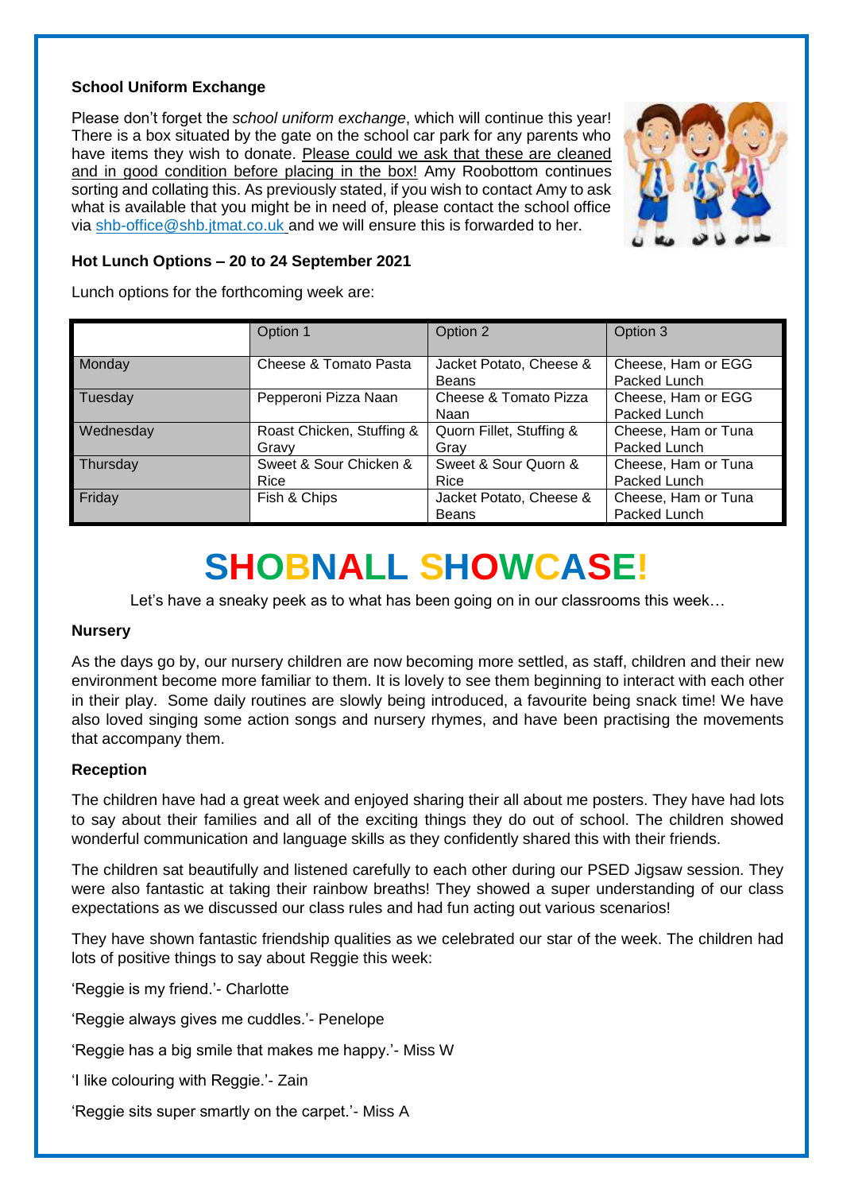### School Uniform Exchange

Please don't forget the *school uniform exchange*, which will continue this year! There is a box situated by the gate on the school car park for any parents who have items they wish to donate. Please could we ask that these are cleaned and in good condition before placing in the box! Amy Roobottom continues sorting and collating this. As previously stated, if you wish to contact Amy to ask what is available that you might be in need of, please contact the school office via shb-office@shb.jtmat.co.uk and we will ensure this is forwarded to her.

### Hot Lunch Options – 20 to 24 September 2021

Lunch options for the forthcoming week are:

| | Option 1 | Option 2 | Option 3 |
|---|---|---|---|
| Monday | Cheese & Tomato Pasta | Jacket Potato, Cheese & Beans | Cheese, Ham or EGG Packed Lunch |
| Tuesday | Pepperoni Pizza Naan | Cheese & Tomato Pizza Naan | Cheese, Ham or EGG Packed Lunch |
| Wednesday | Roast Chicken, Stuffing & Gravy | Quorn Fillet, Stuffing & Gray | Cheese, Ham or Tuna Packed Lunch |
| Thursday | Sweet & Sour Chicken & Rice | Sweet & Sour Quorn & Rice | Cheese, Ham or Tuna Packed Lunch |
| Friday | Fish & Chips | Jacket Potato, Cheese & Beans | Cheese, Ham or Tuna Packed Lunch |

# SHOBNALL SHOWCASE!

Let's have a sneaky peek as to what has been going on in our classrooms this week…

### Nursery

As the days go by, our nursery children are now becoming more settled, as staff, children and their new environment become more familiar to them. It is lovely to see them beginning to interact with each other in their play. Some daily routines are slowly being introduced, a favourite being snack time! We have also loved singing some action songs and nursery rhymes, and have been practising the movements that accompany them.

### Reception

The children have had a great week and enjoyed sharing their all about me posters. They have had lots to say about their families and all of the exciting things they do out of school. The children showed wonderful communication and language skills as they confidently shared this with their friends.

The children sat beautifully and listened carefully to each other during our PSED Jigsaw session. They were also fantastic at taking their rainbow breaths! They showed a super understanding of our class expectations as we discussed our class rules and had fun acting out various scenarios!

They have shown fantastic friendship qualities as we celebrated our star of the week. The children had lots of positive things to say about Reggie this week:

'Reggie is my friend.'- Charlotte

'Reggie always gives me cuddles.'- Penelope

'Reggie has a big smile that makes me happy.'- Miss W

'I like colouring with Reggie.'- Zain

'Reggie sits super smartly on the carpet.'- Miss A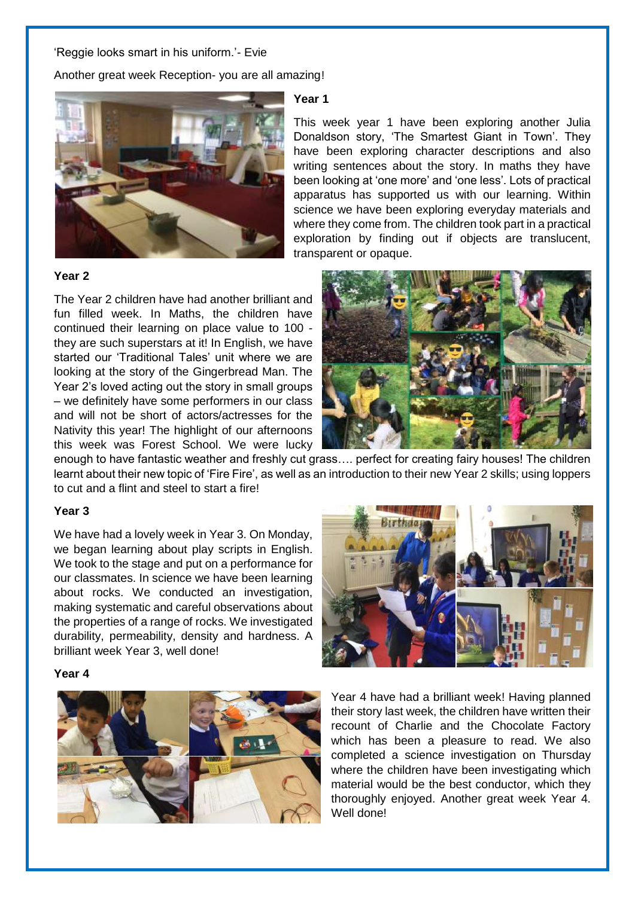'Reggie looks smart in his uniform.'- Evie

Another great week Reception- you are all amazing!

## Year 1

This week year 1 have been exploring another Julia Donaldson story, 'The Smartest Giant in Town'. They have been exploring character descriptions and also writing sentences about the story. In maths they have been looking at 'one more' and 'one less'. Lots of practical apparatus has supported us with our learning. Within science we have been exploring everyday materials and where they come from. The children took part in a practical exploration by finding out if objects are translucent, transparent or opaque.

## Year 2

The Year 2 children have had another brilliant and fun filled week. In Maths, the children have continued their learning on place value to 100 - they are such superstars at it! In English, we have started our 'Traditional Tales' unit where we are looking at the story of the Gingerbread Man. The Year 2's loved acting out the story in small groups – we definitely have some performers in our class and will not be short of actors/actresses for the Nativity this year! The highlight of our afternoons this week was Forest School. We were lucky enough to have fantastic weather and freshly cut grass…. perfect for creating fairy houses! The children learnt about their new topic of 'Fire Fire', as well as an introduction to their new Year 2 skills; using loppers to cut and a flint and steel to start a fire!

## Year 3

We have had a lovely week in Year 3. On Monday, we began learning about play scripts in English. We took to the stage and put on a performance for our classmates. In science we have been learning about rocks. We conducted an investigation, making systematic and careful observations about the properties of a range of rocks. We investigated durability, permeability, density and hardness. A brilliant week Year 3, well done!

## Year 4

Year 4 have had a brilliant week! Having planned their story last week, the children have written their recount of Charlie and the Chocolate Factory which has been a pleasure to read. We also completed a science investigation on Thursday where the children have been investigating which material would be the best conductor, which they thoroughly enjoyed. Another great week Year 4. Well done!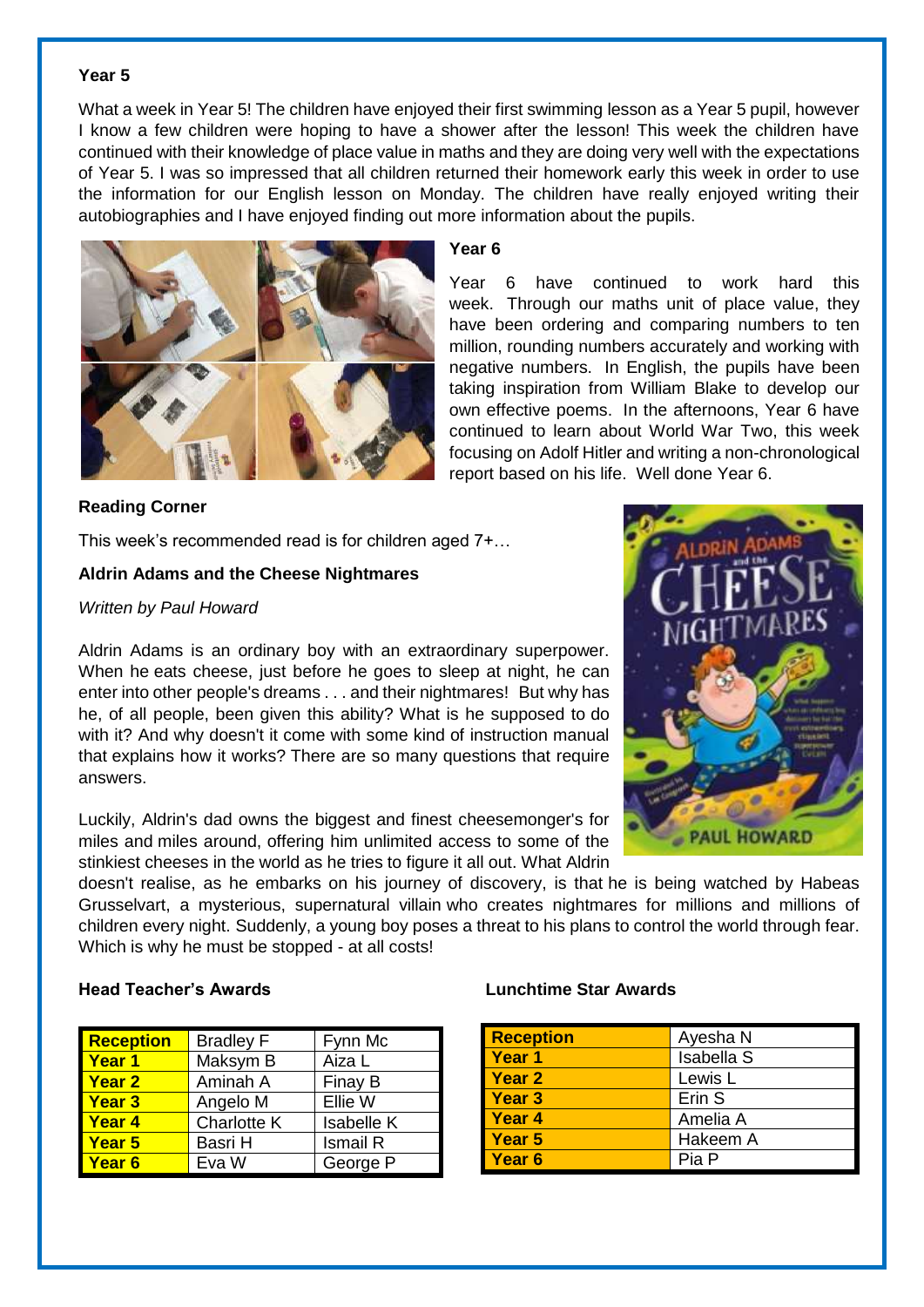### Year 5

What a week in Year 5! The children have enjoyed their first swimming lesson as a Year 5 pupil, however I know a few children were hoping to have a shower after the lesson! This week the children have continued with their knowledge of place value in maths and they are doing very well with the expectations of Year 5. I was so impressed that all children returned their homework early this week in order to use the information for our English lesson on Monday. The children have really enjoyed writing their autobiographies and I have enjoyed finding out more information about the pupils.

### Year 6

Year 6 have continued to work hard this week. Through our maths unit of place value, they have been ordering and comparing numbers to ten million, rounding numbers accurately and working with negative numbers. In English, the pupils have been taking inspiration from William Blake to develop our own effective poems. In the afternoons, Year 6 have continued to learn about World War Two, this week focusing on Adolf Hitler and writing a non-chronological report based on his life. Well done Year 6.

### Reading Corner

This week's recommended read is for children aged 7+…

**Aldrin Adams and the Cheese Nightmares**

*Written by Paul Howard*

Aldrin Adams is an ordinary boy with an extraordinary superpower. When he eats cheese, just before he goes to sleep at night, he can enter into other people's dreams . . . and their nightmares! But why has he, of all people, been given this ability? What is he supposed to do with it? And why doesn't it come with some kind of instruction manual that explains how it works? There are so many questions that require answers.

Luckily, Aldrin's dad owns the biggest and finest cheesemonger's for miles and miles around, offering him unlimited access to some of the stinkiest cheeses in the world as he tries to figure it all out. What Aldrin doesn't realise, as he embarks on his journey of discovery, is that he is being watched by Habeas Grusselvart, a mysterious, supernatural villain who creates nightmares for millions and millions of children every night. Suddenly, a young boy poses a threat to his plans to control the world through fear. Which is why he must be stopped - at all costs!

### Head Teacher's Awards

| | | |
|---|---|---|
| Reception | Bradley F | Fynn Mc |
| Year 1 | Maksym B | Aiza L |
| Year 2 | Aminah A | Finay B |
| Year 3 | Angelo M | Ellie W |
| Year 4 | Charlotte K | Isabelle K |
| Year 5 | Basri H | Ismail R |
| Year 6 | Eva W | George P |

### Lunchtime Star Awards

| | |
|---|---|
| Reception | Ayesha N |
| Year 1 | Isabella S |
| Year 2 | Lewis L |
| Year 3 | Erin S |
| Year 4 | Amelia A |
| Year 5 | Hakeem A |
| Year 6 | Pia P |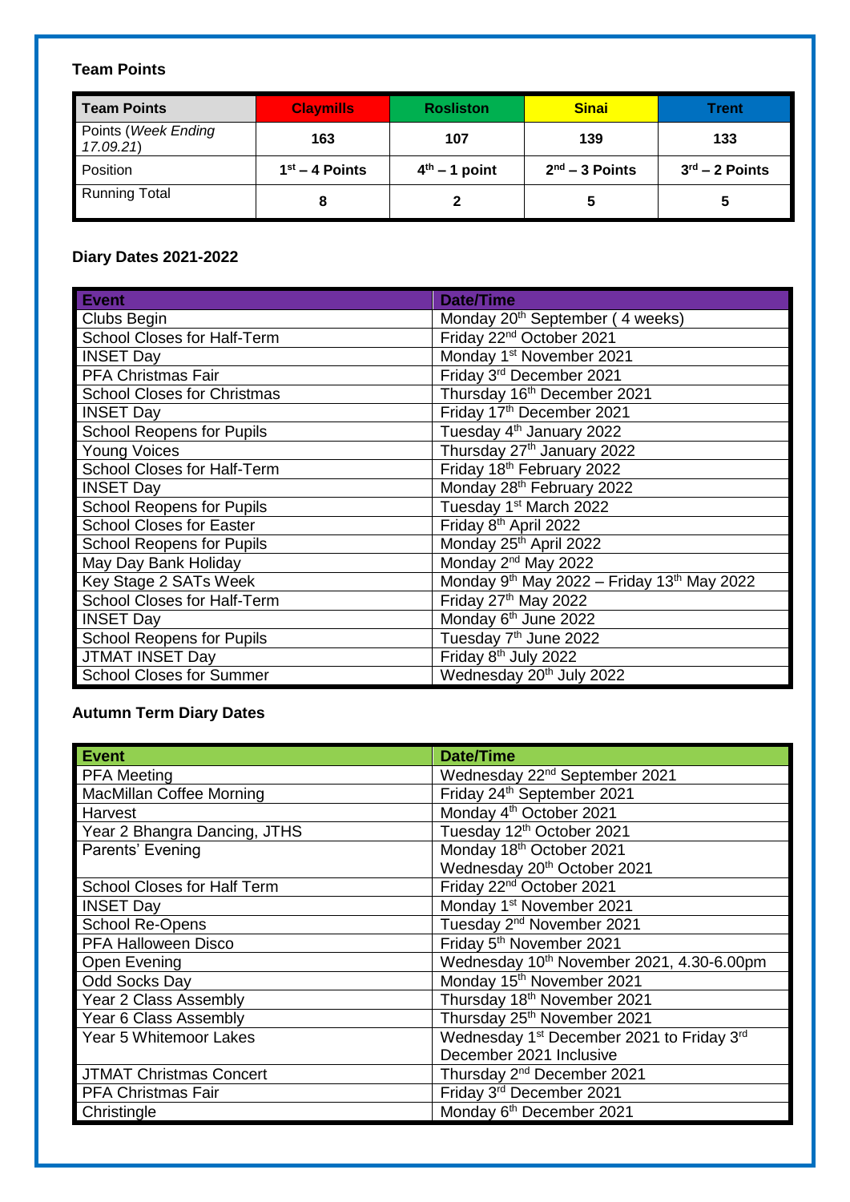### Team Points

| Team Points | Claymills | Rosliston | Sinai | Trent |
|---|---|---|---|---|
| Points (*Week Ending 17.09.21*) | 163 | 107 | 139 | 133 |
| Position | 1st – 4 Points | 4th – 1 point | 2nd – 3 Points | 3rd – 2 Points |
| Running Total | 8 | 2 | 5 | 5 |

### Diary Dates 2021-2022

| Event | Date/Time |
|---|---|
| Clubs Begin | Monday 20th September ( 4 weeks) |
| School Closes for Half-Term | Friday 22nd October 2021 |
| INSET Day | Monday 1st November 2021 |
| PFA Christmas Fair | Friday 3rd December 2021 |
| School Closes for Christmas | Thursday 16th December 2021 |
| INSET Day | Friday 17th December 2021 |
| School Reopens for Pupils | Tuesday 4th January 2022 |
| Young Voices | Thursday 27th January 2022 |
| School Closes for Half-Term | Friday 18th February 2022 |
| INSET Day | Monday 28th February 2022 |
| School Reopens for Pupils | Tuesday 1st March 2022 |
| School Closes for Easter | Friday 8th April 2022 |
| School Reopens for Pupils | Monday 25th April 2022 |
| May Day Bank Holiday | Monday 2nd May 2022 |
| Key Stage 2 SATs Week | Monday 9th May 2022 – Friday 13th May 2022 |
| School Closes for Half-Term | Friday 27th May 2022 |
| INSET Day | Monday 6th June 2022 |
| School Reopens for Pupils | Tuesday 7th June 2022 |
| JTMAT INSET Day | Friday 8th July 2022 |
| School Closes for Summer | Wednesday 20th July 2022 |

### Autumn Term Diary Dates

| Event | Date/Time |
|---|---|
| PFA Meeting | Wednesday 22nd September 2021 |
| MacMillan Coffee Morning | Friday 24th September 2021 |
| Harvest | Monday 4th October 2021 |
| Year 2 Bhangra Dancing, JTHS | Tuesday 12th October 2021 |
| Parents' Evening | Monday 18th October 2021<br>Wednesday 20th October 2021 |
| School Closes for Half Term | Friday 22nd October 2021 |
| INSET Day | Monday 1st November 2021 |
| School Re-Opens | Tuesday 2nd November 2021 |
| PFA Halloween Disco | Friday 5th November 2021 |
| Open Evening | Wednesday 10th November 2021, 4.30-6.00pm |
| Odd Socks Day | Monday 15th November 2021 |
| Year 2 Class Assembly | Thursday 18th November 2021 |
| Year 6 Class Assembly | Thursday 25th November 2021 |
| Year 5 Whitemoor Lakes | Wednesday 1st December 2021 to Friday 3rd December 2021 Inclusive |
| JTMAT Christmas Concert | Thursday 2nd December 2021 |
| PFA Christmas Fair | Friday 3rd December 2021 |
| Christingle | Monday 6th December 2021 |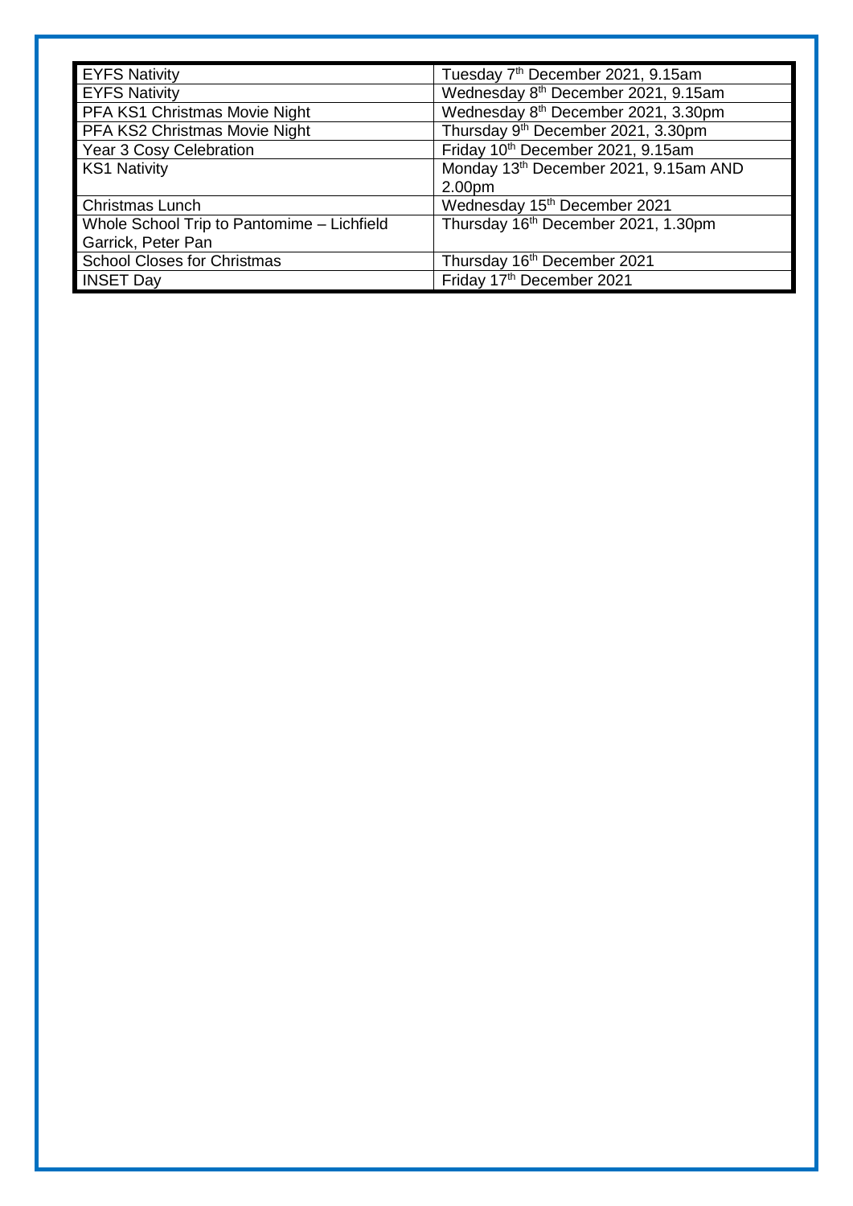| EYFS Nativity | Tuesday 7th December 2021, 9.15am |
|---|---|
| EYFS Nativity | Wednesday 8th December 2021, 9.15am |
| PFA KS1 Christmas Movie Night | Wednesday 8th December 2021, 3.30pm |
| PFA KS2 Christmas Movie Night | Thursday 9th December 2021, 3.30pm |
| Year 3 Cosy Celebration | Friday 10th December 2021, 9.15am |
| KS1 Nativity | Monday 13th December 2021, 9.15am AND 2.00pm |
| Christmas Lunch | Wednesday 15th December 2021 |
| Whole School Trip to Pantomime – Lichfield Garrick, Peter Pan | Thursday 16th December 2021, 1.30pm |
| School Closes for Christmas | Thursday 16th December 2021 |
| INSET Day | Friday 17th December 2021 |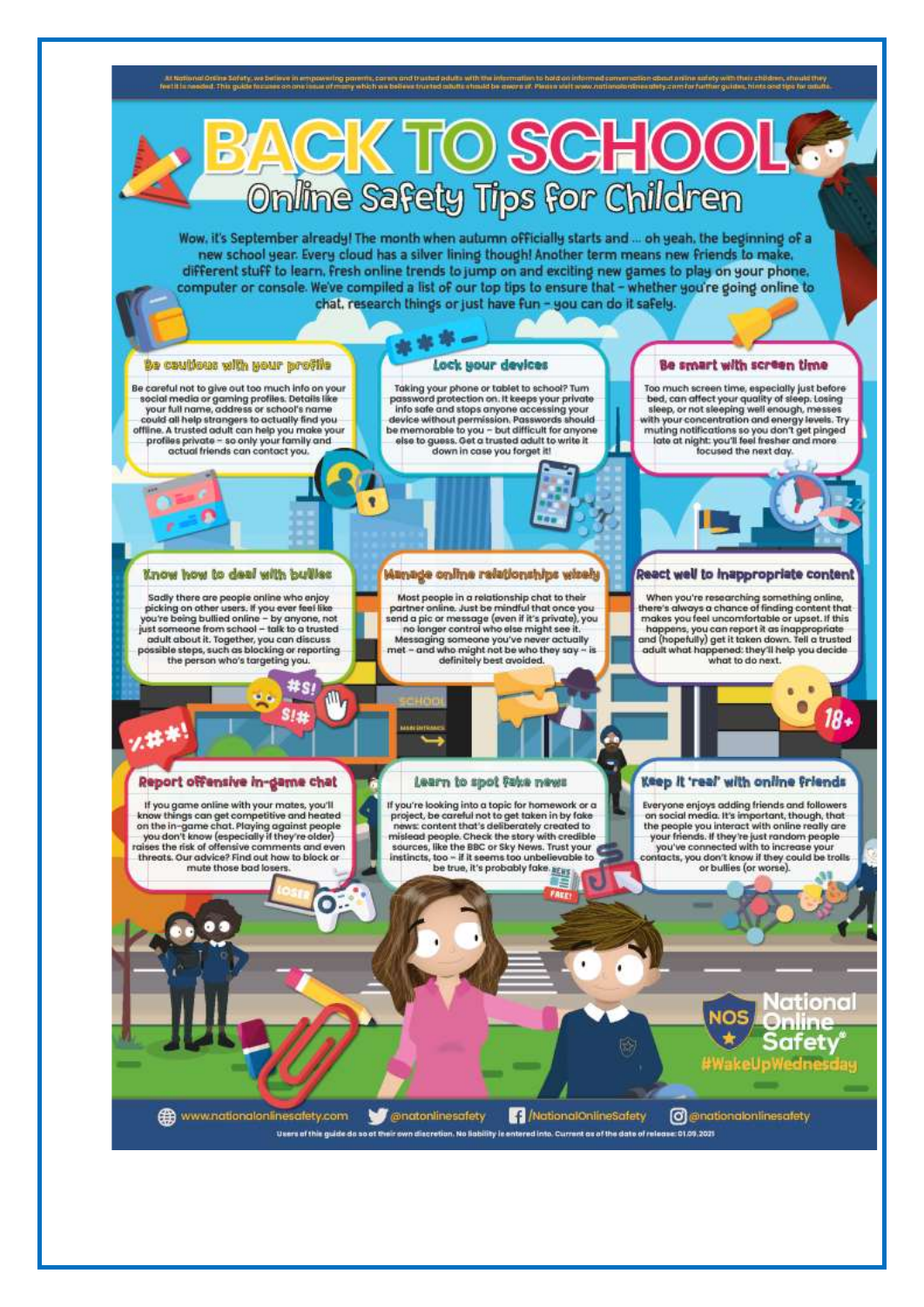At National Online Safety, we believe in empowering parents, carers and trusted adults with the information to hold an informed conversation about online safety with their children, should they feel it is needed. This guide focuses on one issue of many which we believe trusted adults should be aware of. Please visit www.nationalonlinesafety.com for further guides, hints and tips for adults.

# BACK TO SCHOOL

## Online Safety Tips for Children

Wow, it's September already! The month when autumn officially starts and ... oh yeah, the beginning of a new school year. Every cloud has a silver lining though! Another term means new friends to make, different stuff to learn, fresh online trends to jump on and exciting new games to play on your phone, computer or console. We've compiled a list of our top tips to ensure that – whether you're going online to chat, research things or just have fun – you can do it safely.

### Be cautious with your profile

Be careful not to give out too much info on your social media or gaming profiles. Details like your full name, address or school's name could all help strangers to actually find you offline. A trusted adult can help you make your profiles private – so only your family and actual friends can contact you.

### Lock your devices

Taking your phone or tablet to school? Turn password protection on. It keeps your private info safe and stops anyone accessing your device without permission. Passwords should be memorable to you – but difficult for anyone else to guess. Get a trusted adult to write it down in case you forget it!

### Be smart with screen time

Too much screen time, especially just before bed, can affect your quality of sleep. Losing sleep, or not sleeping well enough, messes with your concentration and energy levels. Try muting notifications so you don't get pinged late at night: you'll feel fresher and more focused the next day.

### Know how to deal with bullies

Sadly there are people online who enjoy picking on other users. If you ever feel like you're being bullied online – by anyone, not just someone from school – talk to a trusted adult about it. Together, you can discuss possible steps, such as blocking or reporting the person who's targeting you.

### Manage online relationships wisely

Most people in a relationship chat to their partner online. Just be mindful that once you send a pic or message (even if it's private), you no longer control who else might see it. Messaging someone you've never actually met – and who might not be who they say – is definitely best avoided.

### React well to inappropriate content

When you're researching something online, there's always a chance of finding content that makes you feel uncomfortable or upset. If this happens, you can report it as inappropriate and (hopefully) get it taken down. Tell a trusted adult what happened: they'll help you decide what to do next.

### Report offensive in-game chat

If you game online with your mates, you'll know things can get competitive and heated on the in-game chat. Playing against people you don't know (especially if they're older) raises the risk of offensive comments and even threats. Our advice? Find out how to block or mute those bad losers.

### Learn to spot fake news

If you're looking into a topic for homework or a project, be careful not to get taken in by fake news: content that's deliberately created to mislead people. Check the story with credible sources, like the BBC or Sky News. Trust your instincts, too – if it seems too unbelievable to be true, it's probably fake.

### Keep it 'real' with online friends

Everyone enjoys adding friends and followers on social media. It's important, though, that the people you interact with online really are your friends. If they're just random people you've connected with to increase your contacts, you don't know if they could be trolls or bullies (or worse).

National Online Safety #WakeUpWednesday

www.nationalonlinesafety.com | @natonlinesafety | /NationalOnlineSafety | @nationalonlinesafety

Users of this guide do so at their own discretion. No liability is entered into. Current as of the date of release: 01.09.2021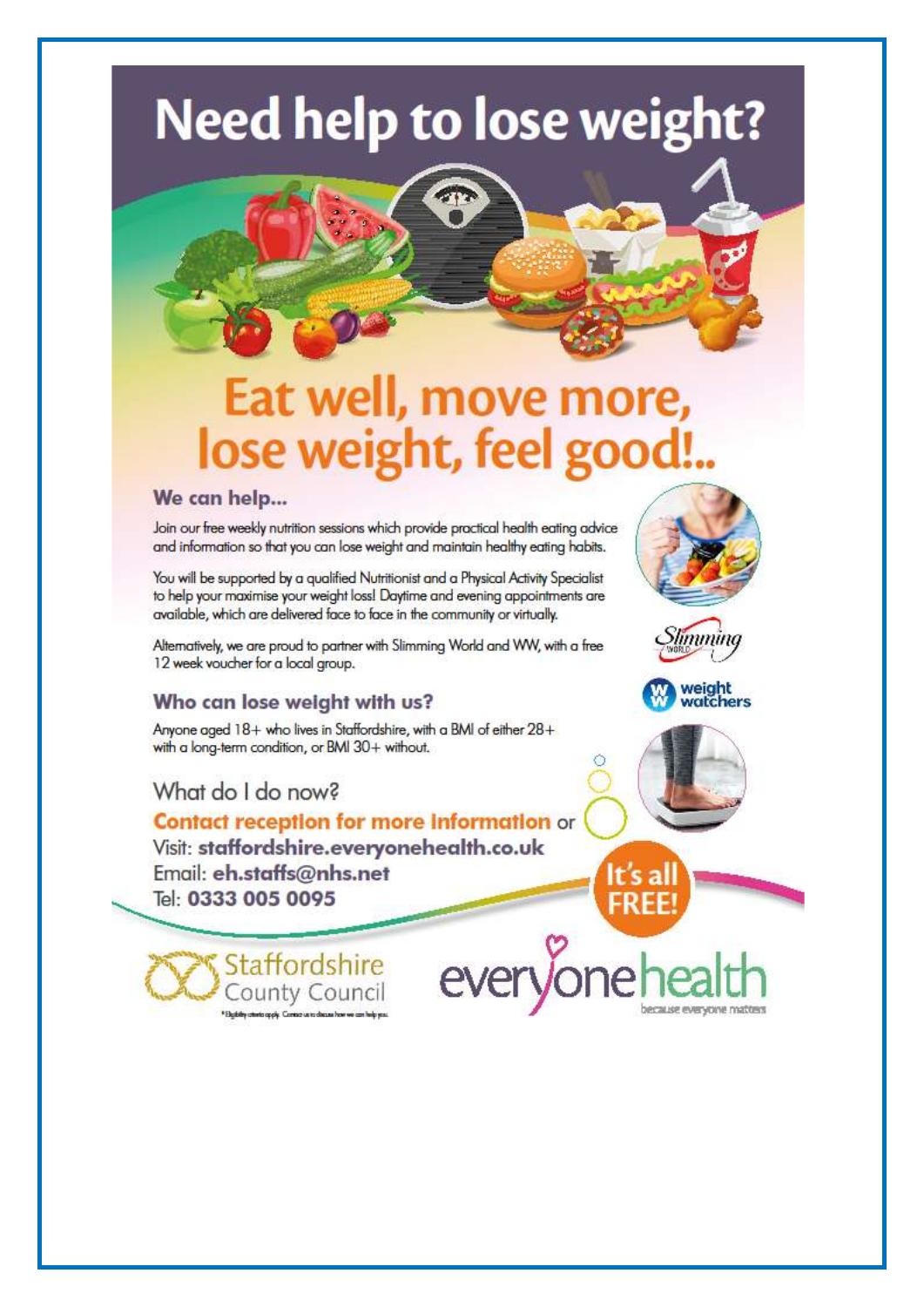# Need help to lose weight?

## Eat well, move more, lose weight, feel good!..

### We can help...

Join our free weekly nutrition sessions which provide practical health eating advice and information so that you can lose weight and maintain healthy eating habits.

You will be supported by a qualified Nutritionist and a Physical Activity Specialist to help your maximise your weight loss! Daytime and evening appointments are available, which are delivered face to face in the community or virtually.

Alternatively, we are proud to partner with Slimming World and WW, with a free 12 week voucher for a local group.

Slimming World

weight watchers

### Who can lose weight with us?

Anyone aged 18+ who lives in Staffordshire, with a BMI of either 28+ with a long-term condition, or BMI 30+ without.

What do I do now?

**Contact reception for more information** or

Visit: **staffordshire.everyonehealth.co.uk**

Email: **eh.staffs@nhs.net**

Tel: **0333 005 0095**

**It's all FREE!**

Staffordshire County Council

*Eligibility criteria apply. Contact us to discuss how we can help you.

everyonehealth

because everyone matters